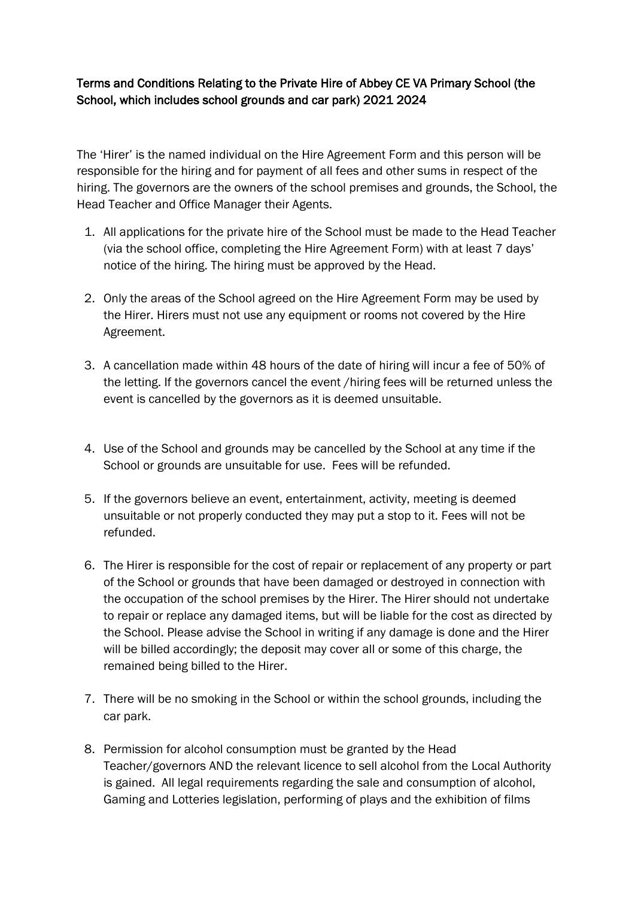# Terms and Conditions Relating to the Private Hire of Abbey CE VA Primary School (the School, which includes school grounds and car park) 2021 2024

The 'Hirer' is the named individual on the Hire Agreement Form and this person will be responsible for the hiring and for payment of all fees and other sums in respect of the hiring. The governors are the owners of the school premises and grounds, the School, the Head Teacher and Office Manager their Agents.

1. All applications for the private hire of the School must be made to the Head Teacher (via the school office, completing the Hire Agreement Form) with at least 7 days' notice of the hiring. The hiring must be approved by the Head.

2. Only the areas of the School agreed on the Hire Agreement Form may be used by the Hirer. Hirers must not use any equipment or rooms not covered by the Hire Agreement.

3. A cancellation made within 48 hours of the date of hiring will incur a fee of 50% of the letting. If the governors cancel the event /hiring fees will be returned unless the event is cancelled by the governors as it is deemed unsuitable.

4. Use of the School and grounds may be cancelled by the School at any time if the School or grounds are unsuitable for use. Fees will be refunded.

5. If the governors believe an event, entertainment, activity, meeting is deemed unsuitable or not properly conducted they may put a stop to it. Fees will not be refunded.

6. The Hirer is responsible for the cost of repair or replacement of any property or part of the School or grounds that have been damaged or destroyed in connection with the occupation of the school premises by the Hirer. The Hirer should not undertake to repair or replace any damaged items, but will be liable for the cost as directed by the School. Please advise the School in writing if any damage is done and the Hirer will be billed accordingly; the deposit may cover all or some of this charge, the remained being billed to the Hirer.

7. There will be no smoking in the School or within the school grounds, including the car park.

8. Permission for alcohol consumption must be granted by the Head Teacher/governors AND the relevant licence to sell alcohol from the Local Authority is gained. All legal requirements regarding the sale and consumption of alcohol, Gaming and Lotteries legislation, performing of plays and the exhibition of films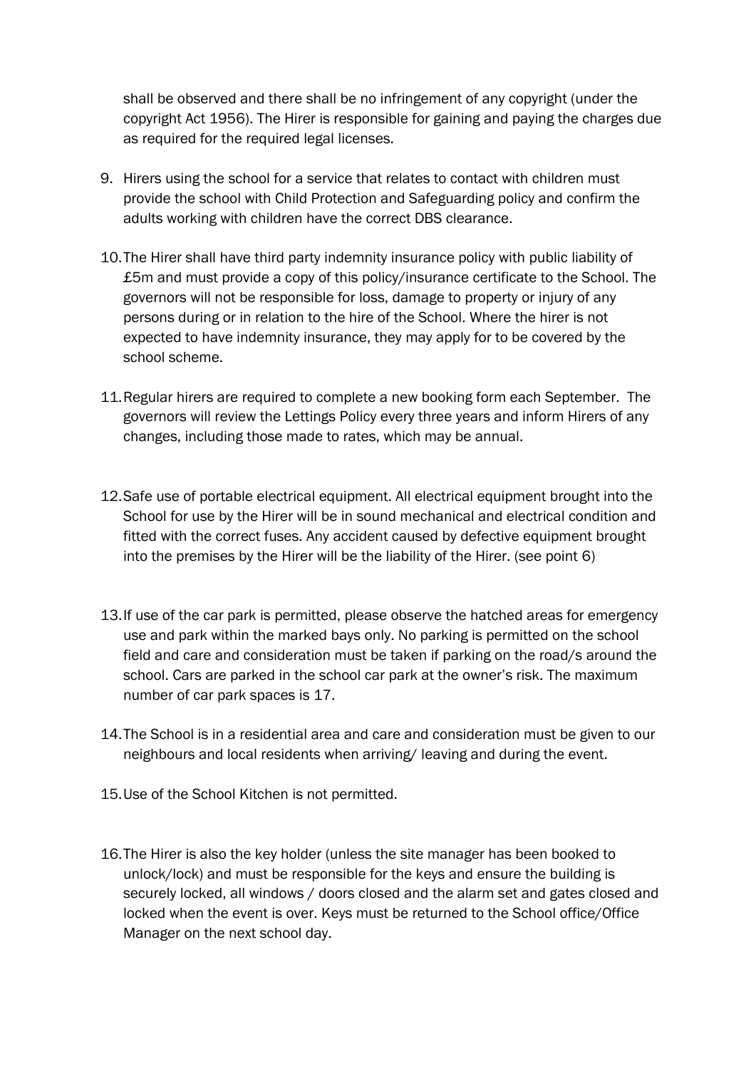shall be observed and there shall be no infringement of any copyright (under the copyright Act 1956). The Hirer is responsible for gaining and paying the charges due as required for the required legal licenses.

9. Hirers using the school for a service that relates to contact with children must provide the school with Child Protection and Safeguarding policy and confirm the adults working with children have the correct DBS clearance.

10. The Hirer shall have third party indemnity insurance policy with public liability of £5m and must provide a copy of this policy/insurance certificate to the School. The governors will not be responsible for loss, damage to property or injury of any persons during or in relation to the hire of the School. Where the hirer is not expected to have indemnity insurance, they may apply for to be covered by the school scheme.

11. Regular hirers are required to complete a new booking form each September. The governors will review the Lettings Policy every three years and inform Hirers of any changes, including those made to rates, which may be annual.

12. Safe use of portable electrical equipment. All electrical equipment brought into the School for use by the Hirer will be in sound mechanical and electrical condition and fitted with the correct fuses. Any accident caused by defective equipment brought into the premises by the Hirer will be the liability of the Hirer. (see point 6)

13. If use of the car park is permitted, please observe the hatched areas for emergency use and park within the marked bays only. No parking is permitted on the school field and care and consideration must be taken if parking on the road/s around the school. Cars are parked in the school car park at the owner's risk. The maximum number of car park spaces is 17.

14. The School is in a residential area and care and consideration must be given to our neighbours and local residents when arriving/ leaving and during the event.

15. Use of the School Kitchen is not permitted.

16. The Hirer is also the key holder (unless the site manager has been booked to unlock/lock) and must be responsible for the keys and ensure the building is securely locked, all windows / doors closed and the alarm set and gates closed and locked when the event is over. Keys must be returned to the School office/Office Manager on the next school day.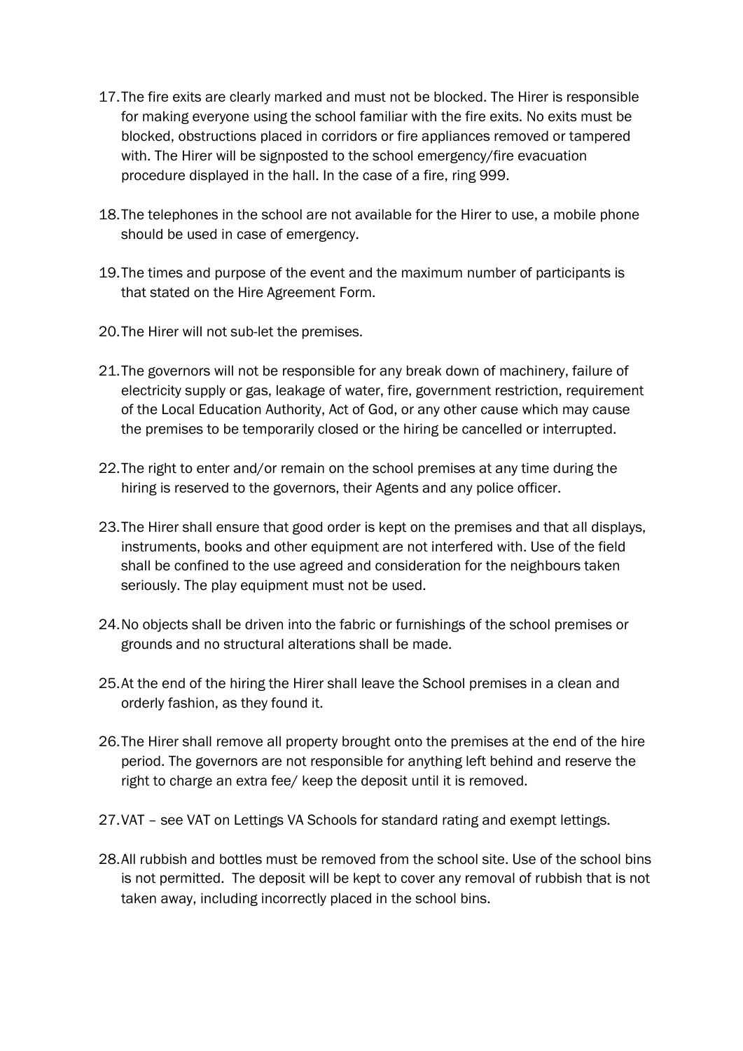17. The fire exits are clearly marked and must not be blocked. The Hirer is responsible for making everyone using the school familiar with the fire exits. No exits must be blocked, obstructions placed in corridors or fire appliances removed or tampered with. The Hirer will be signposted to the school emergency/fire evacuation procedure displayed in the hall. In the case of a fire, ring 999.

18. The telephones in the school are not available for the Hirer to use, a mobile phone should be used in case of emergency.

19. The times and purpose of the event and the maximum number of participants is that stated on the Hire Agreement Form.

20. The Hirer will not sub-let the premises.

21. The governors will not be responsible for any break down of machinery, failure of electricity supply or gas, leakage of water, fire, government restriction, requirement of the Local Education Authority, Act of God, or any other cause which may cause the premises to be temporarily closed or the hiring be cancelled or interrupted.

22. The right to enter and/or remain on the school premises at any time during the hiring is reserved to the governors, their Agents and any police officer.

23. The Hirer shall ensure that good order is kept on the premises and that all displays, instruments, books and other equipment are not interfered with. Use of the field shall be confined to the use agreed and consideration for the neighbours taken seriously. The play equipment must not be used.

24. No objects shall be driven into the fabric or furnishings of the school premises or grounds and no structural alterations shall be made.

25. At the end of the hiring the Hirer shall leave the School premises in a clean and orderly fashion, as they found it.

26. The Hirer shall remove all property brought onto the premises at the end of the hire period. The governors are not responsible for anything left behind and reserve the right to charge an extra fee/ keep the deposit until it is removed.

27. VAT – see VAT on Lettings VA Schools for standard rating and exempt lettings.

28. All rubbish and bottles must be removed from the school site. Use of the school bins is not permitted. The deposit will be kept to cover any removal of rubbish that is not taken away, including incorrectly placed in the school bins.